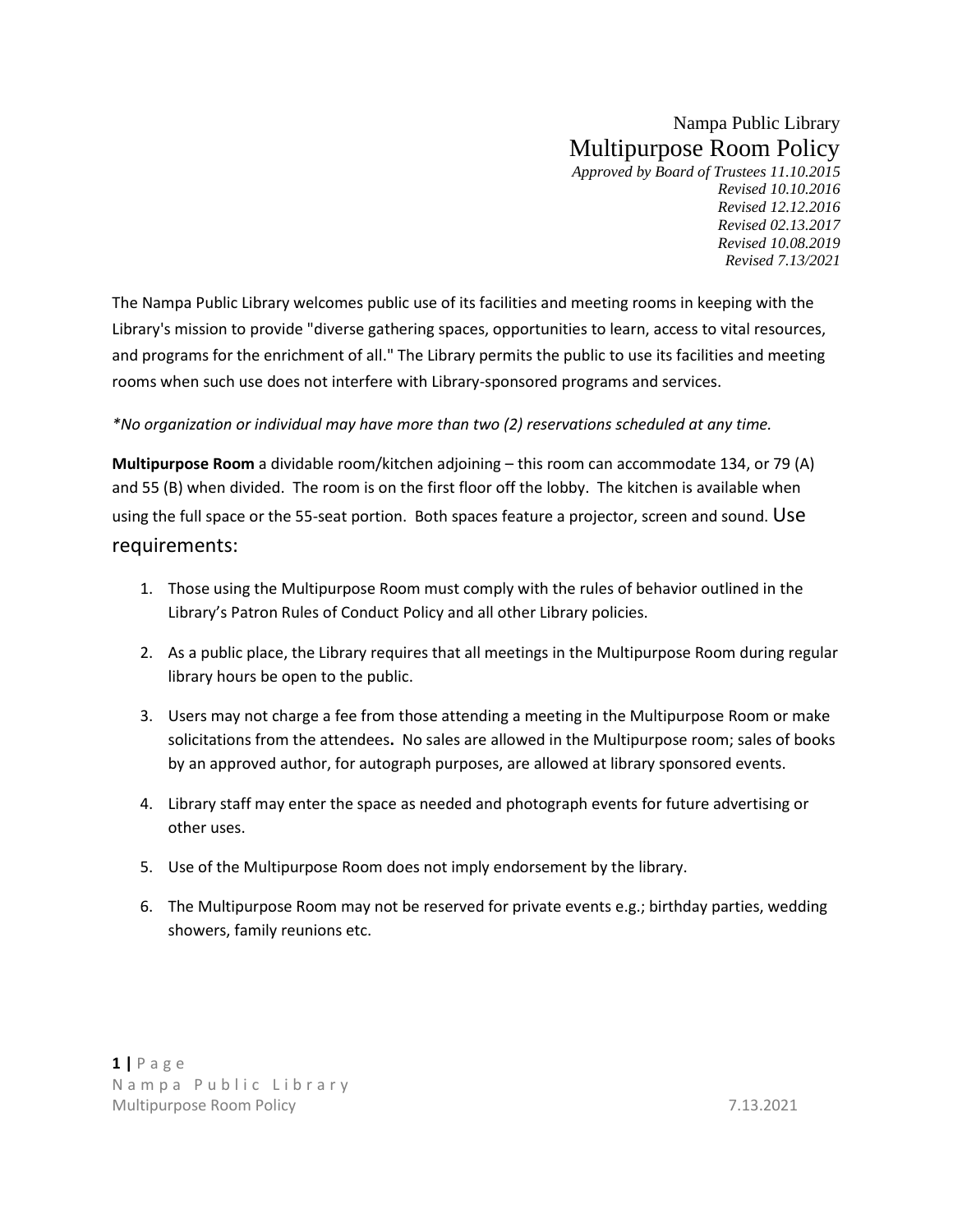Nampa Public Library

# Multipurpose Room Policy

*Approved by Board of Trustees 11.10.2015*
*Revised 10.10.2016*
*Revised 12.12.2016*
*Revised 02.13.2017*
*Revised 10.08.2019*
*Revised 7.13/2021*

The Nampa Public Library welcomes public use of its facilities and meeting rooms in keeping with the Library's mission to provide "diverse gathering spaces, opportunities to learn, access to vital resources, and programs for the enrichment of all." The Library permits the public to use its facilities and meeting rooms when such use does not interfere with Library-sponsored programs and services.

*\*No organization or individual may have more than two (2) reservations scheduled at any time.*

**Multipurpose Room** a dividable room/kitchen adjoining – this room can accommodate 134, or 79 (A) and 55 (B) when divided. The room is on the first floor off the lobby. The kitchen is available when using the full space or the 55-seat portion. Both spaces feature a projector, screen and sound.

## Use requirements:

1. Those using the Multipurpose Room must comply with the rules of behavior outlined in the Library's Patron Rules of Conduct Policy and all other Library policies.
2. As a public place, the Library requires that all meetings in the Multipurpose Room during regular library hours be open to the public.
3. Users may not charge a fee from those attending a meeting in the Multipurpose Room or make solicitations from the attendees**.** No sales are allowed in the Multipurpose room; sales of books by an approved author, for autograph purposes, are allowed at library sponsored events.
4. Library staff may enter the space as needed and photograph events for future advertising or other uses.
5. Use of the Multipurpose Room does not imply endorsement by the library.
6. The Multipurpose Room may not be reserved for private events e.g.; birthday parties, wedding showers, family reunions etc.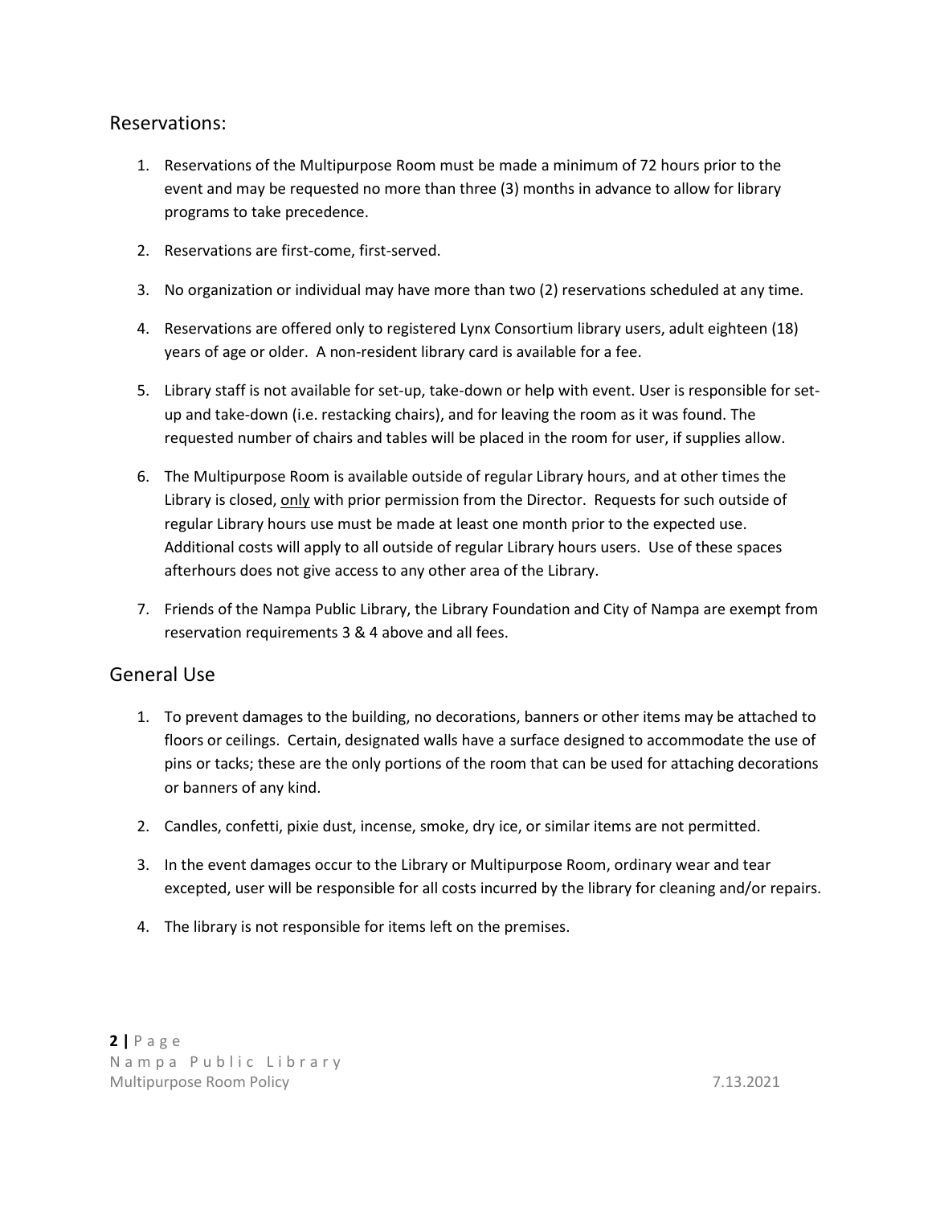## Reservations:

1. Reservations of the Multipurpose Room must be made a minimum of 72 hours prior to the event and may be requested no more than three (3) months in advance to allow for library programs to take precedence.

2. Reservations are first-come, first-served.

3. No organization or individual may have more than two (2) reservations scheduled at any time.

4. Reservations are offered only to registered Lynx Consortium library users, adult eighteen (18) years of age or older. A non-resident library card is available for a fee.

5. Library staff is not available for set-up, take-down or help with event. User is responsible for set-up and take-down (i.e. restacking chairs), and for leaving the room as it was found. The requested number of chairs and tables will be placed in the room for user, if supplies allow.

6. The Multipurpose Room is available outside of regular Library hours, and at other times the Library is closed, <u>only</u> with prior permission from the Director. Requests for such outside of regular Library hours use must be made at least one month prior to the expected use. Additional costs will apply to all outside of regular Library hours users. Use of these spaces afterhours does not give access to any other area of the Library.

7. Friends of the Nampa Public Library, the Library Foundation and City of Nampa are exempt from reservation requirements 3 & 4 above and all fees.

## General Use

1. To prevent damages to the building, no decorations, banners or other items may be attached to floors or ceilings. Certain, designated walls have a surface designed to accommodate the use of pins or tacks; these are the only portions of the room that can be used for attaching decorations or banners of any kind.

2. Candles, confetti, pixie dust, incense, smoke, dry ice, or similar items are not permitted.

3. In the event damages occur to the Library or Multipurpose Room, ordinary wear and tear excepted, user will be responsible for all costs incurred by the library for cleaning and/or repairs.

4. The library is not responsible for items left on the premises.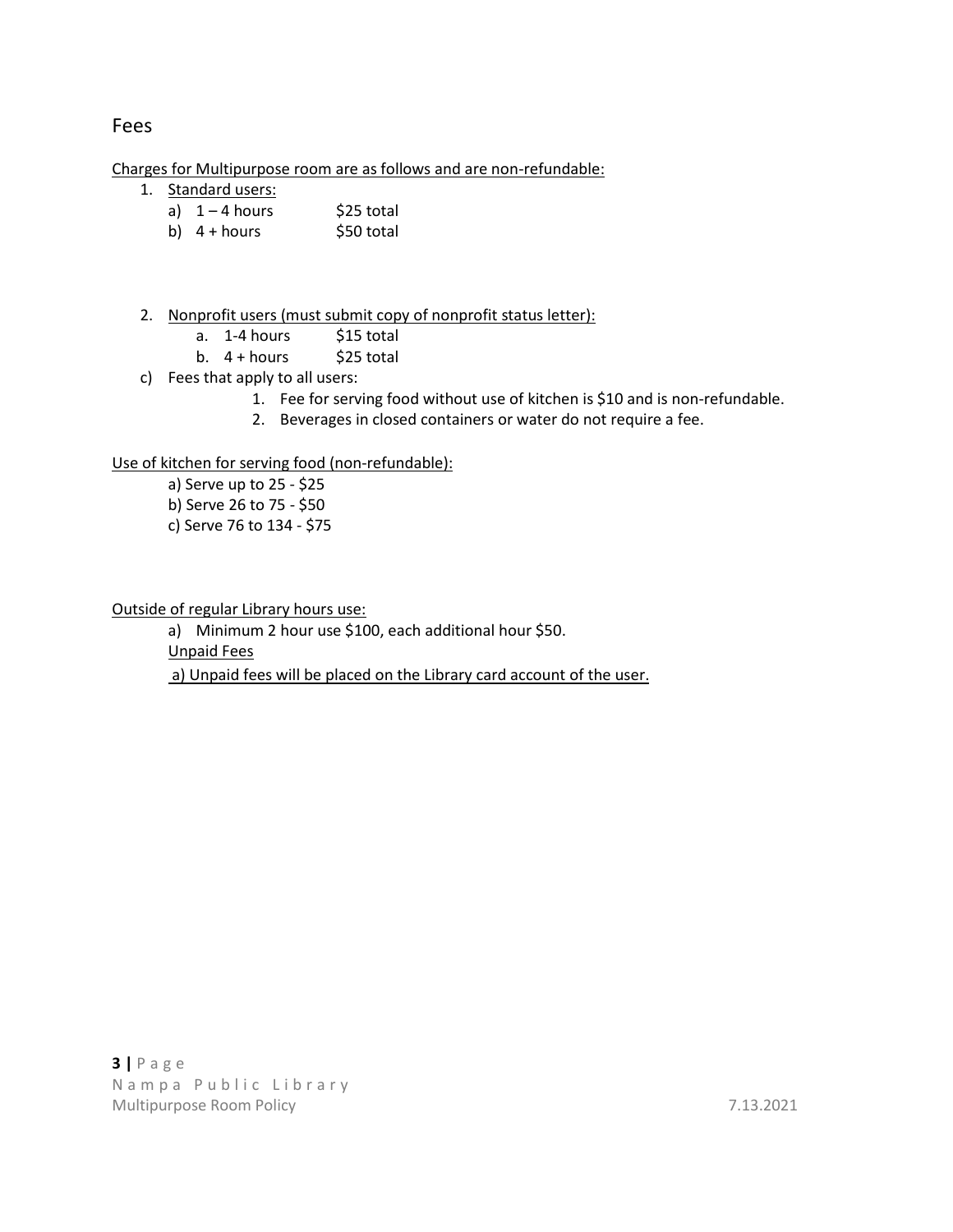## Fees

<u>Charges for Multipurpose room are as follows and are non-refundable:</u>

1. <u>Standard users:</u>
   - a) 1 – 4 hours $25 total
   - b) 4 + hours $50 total

2. <u>Nonprofit users (must submit copy of nonprofit status letter):</u>
   - a. 1-4 hours $15 total
   - b. 4 + hours $25 total

c) Fees that apply to all users:

1. Fee for serving food without use of kitchen is $10 and is non-refundable.
2. Beverages in closed containers or water do not require a fee.

<u>Use of kitchen for serving food (non-refundable):</u>

- a) Serve up to 25 - $25
- b) Serve 26 to 75 - $50
- c) Serve 76 to 134 - $75

<u>Outside of regular Library hours use:</u>

- a) Minimum 2 hour use $100, each additional hour $50.

<u>Unpaid Fees</u>

<u>a) Unpaid fees will be placed on the Library card account of the user.</u>